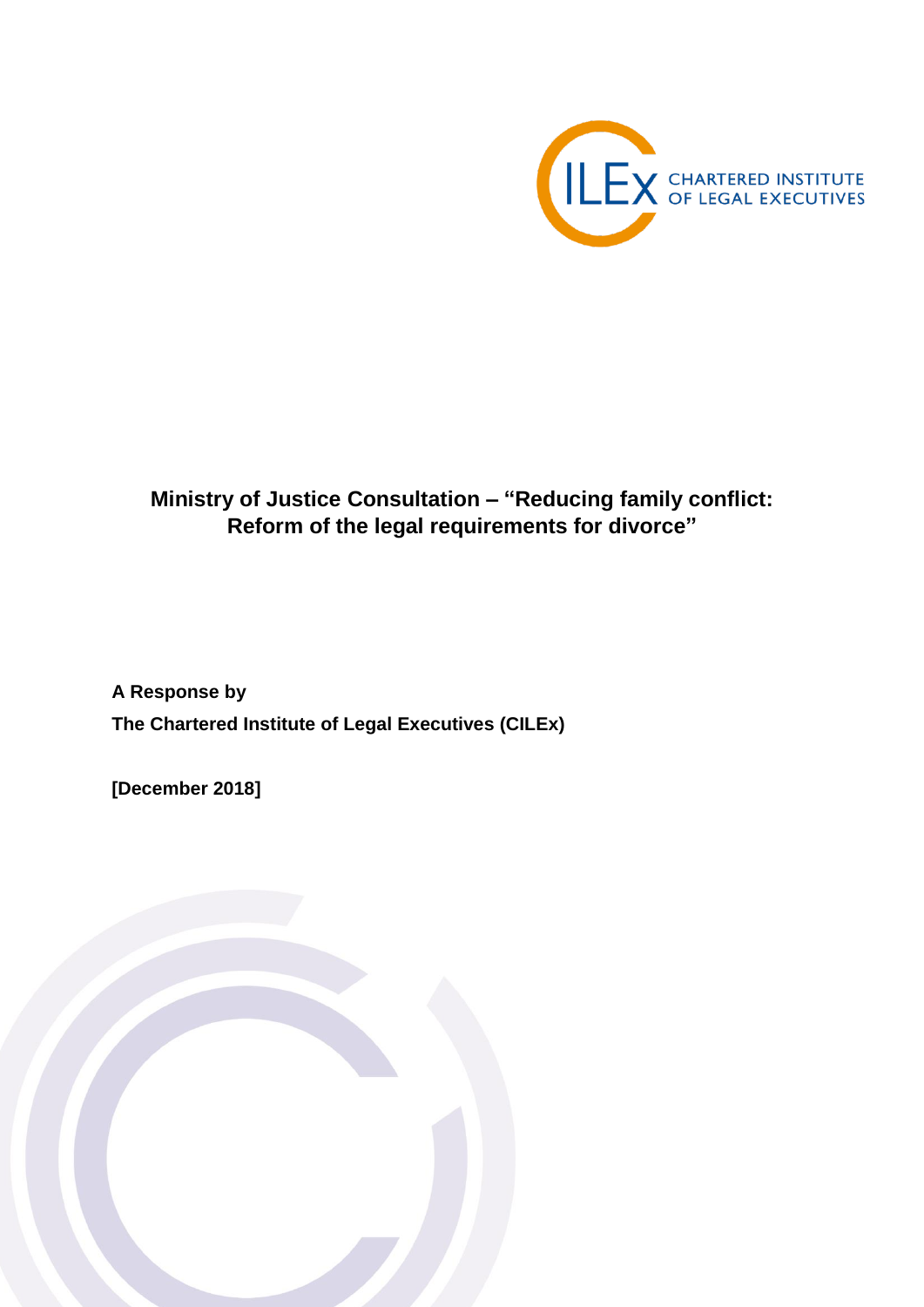CILEx CHARTERED INSTITUTE OF LEGAL EXECUTIVES

# Ministry of Justice Consultation – "Reducing family conflict: Reform of the legal requirements for divorce"

**A Response by**

**The Chartered Institute of Legal Executives (CILEx)**

**[December 2018]**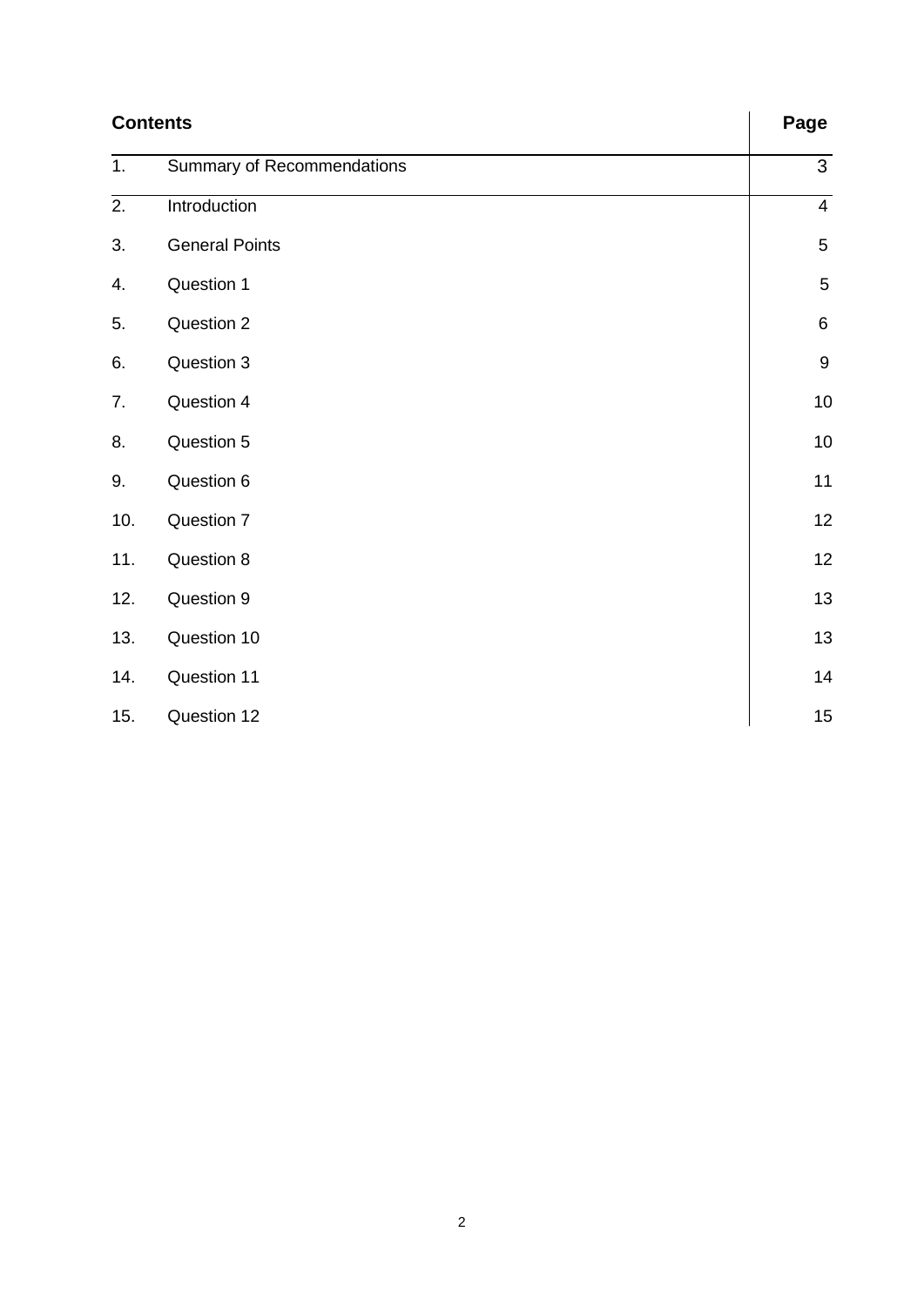| Contents | | Page |
|---|---|---|
| 1. | Summary of Recommendations | 3 |
| 2. | Introduction | 4 |
| 3. | General Points | 5 |
| 4. | Question 1 | 5 |
| 5. | Question 2 | 6 |
| 6. | Question 3 | 9 |
| 7. | Question 4 | 10 |
| 8. | Question 5 | 10 |
| 9. | Question 6 | 11 |
| 10. | Question 7 | 12 |
| 11. | Question 8 | 12 |
| 12. | Question 9 | 13 |
| 13. | Question 10 | 13 |
| 14. | Question 11 | 14 |
| 15. | Question 12 | 15 |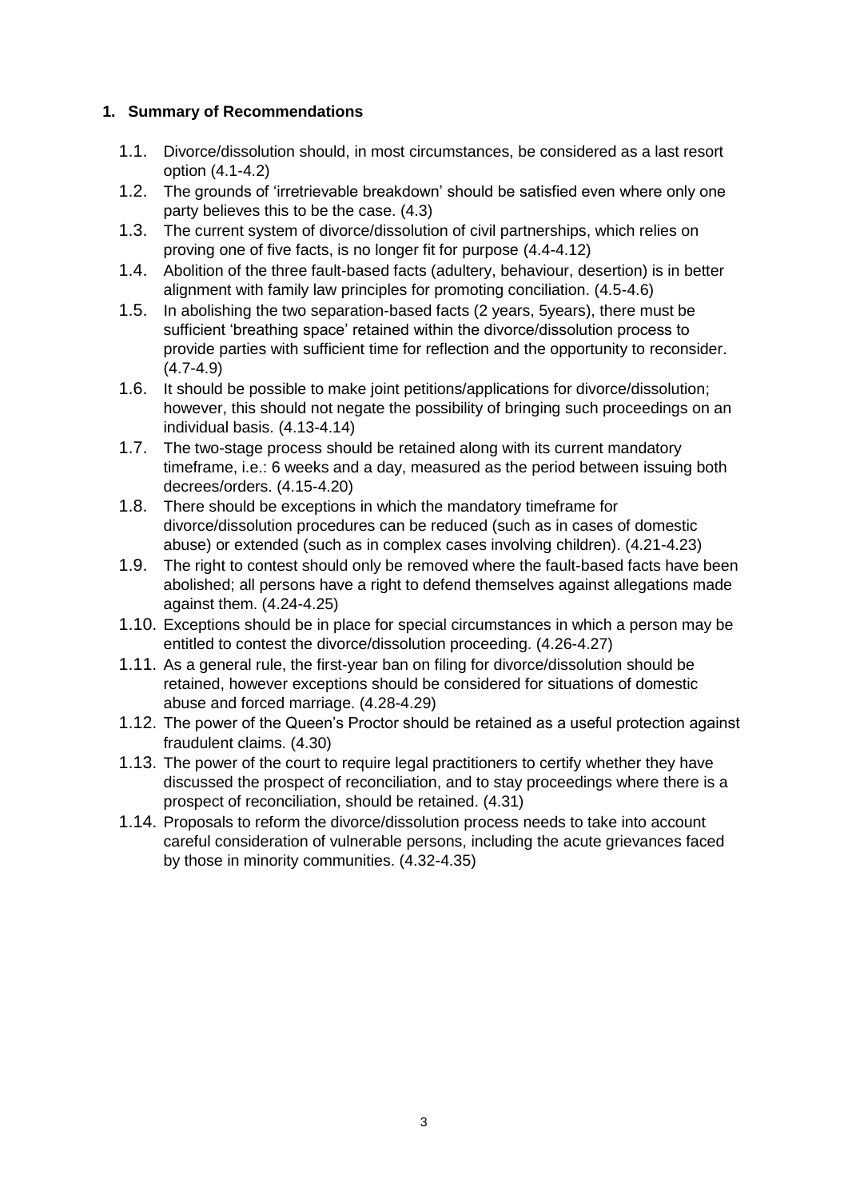## 1. Summary of Recommendations

1.1. Divorce/dissolution should, in most circumstances, be considered as a last resort option (4.1-4.2)

1.2. The grounds of 'irretrievable breakdown' should be satisfied even where only one party believes this to be the case. (4.3)

1.3. The current system of divorce/dissolution of civil partnerships, which relies on proving one of five facts, is no longer fit for purpose (4.4-4.12)

1.4. Abolition of the three fault-based facts (adultery, behaviour, desertion) is in better alignment with family law principles for promoting conciliation. (4.5-4.6)

1.5. In abolishing the two separation-based facts (2 years, 5years), there must be sufficient 'breathing space' retained within the divorce/dissolution process to provide parties with sufficient time for reflection and the opportunity to reconsider. (4.7-4.9)

1.6. It should be possible to make joint petitions/applications for divorce/dissolution; however, this should not negate the possibility of bringing such proceedings on an individual basis. (4.13-4.14)

1.7. The two-stage process should be retained along with its current mandatory timeframe, i.e.: 6 weeks and a day, measured as the period between issuing both decrees/orders. (4.15-4.20)

1.8. There should be exceptions in which the mandatory timeframe for divorce/dissolution procedures can be reduced (such as in cases of domestic abuse) or extended (such as in complex cases involving children). (4.21-4.23)

1.9. The right to contest should only be removed where the fault-based facts have been abolished; all persons have a right to defend themselves against allegations made against them. (4.24-4.25)

1.10. Exceptions should be in place for special circumstances in which a person may be entitled to contest the divorce/dissolution proceeding. (4.26-4.27)

1.11. As a general rule, the first-year ban on filing for divorce/dissolution should be retained, however exceptions should be considered for situations of domestic abuse and forced marriage. (4.28-4.29)

1.12. The power of the Queen's Proctor should be retained as a useful protection against fraudulent claims. (4.30)

1.13. The power of the court to require legal practitioners to certify whether they have discussed the prospect of reconciliation, and to stay proceedings where there is a prospect of reconciliation, should be retained. (4.31)

1.14. Proposals to reform the divorce/dissolution process needs to take into account careful consideration of vulnerable persons, including the acute grievances faced by those in minority communities. (4.32-4.35)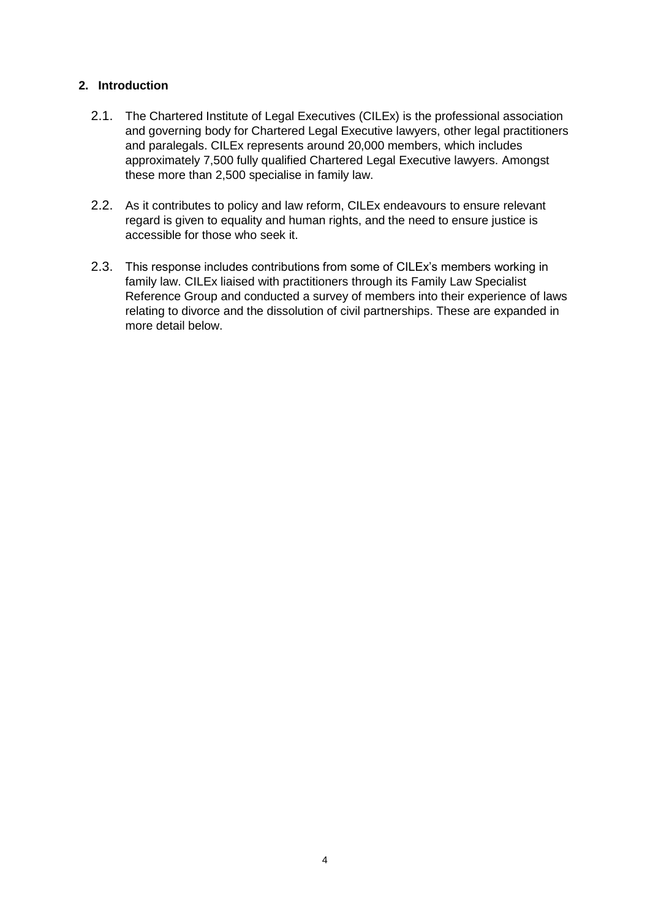## 2. Introduction

2.1. The Chartered Institute of Legal Executives (CILEx) is the professional association and governing body for Chartered Legal Executive lawyers, other legal practitioners and paralegals. CILEx represents around 20,000 members, which includes approximately 7,500 fully qualified Chartered Legal Executive lawyers. Amongst these more than 2,500 specialise in family law.

2.2. As it contributes to policy and law reform, CILEx endeavours to ensure relevant regard is given to equality and human rights, and the need to ensure justice is accessible for those who seek it.

2.3. This response includes contributions from some of CILEx's members working in family law. CILEx liaised with practitioners through its Family Law Specialist Reference Group and conducted a survey of members into their experience of laws relating to divorce and the dissolution of civil partnerships. These are expanded in more detail below.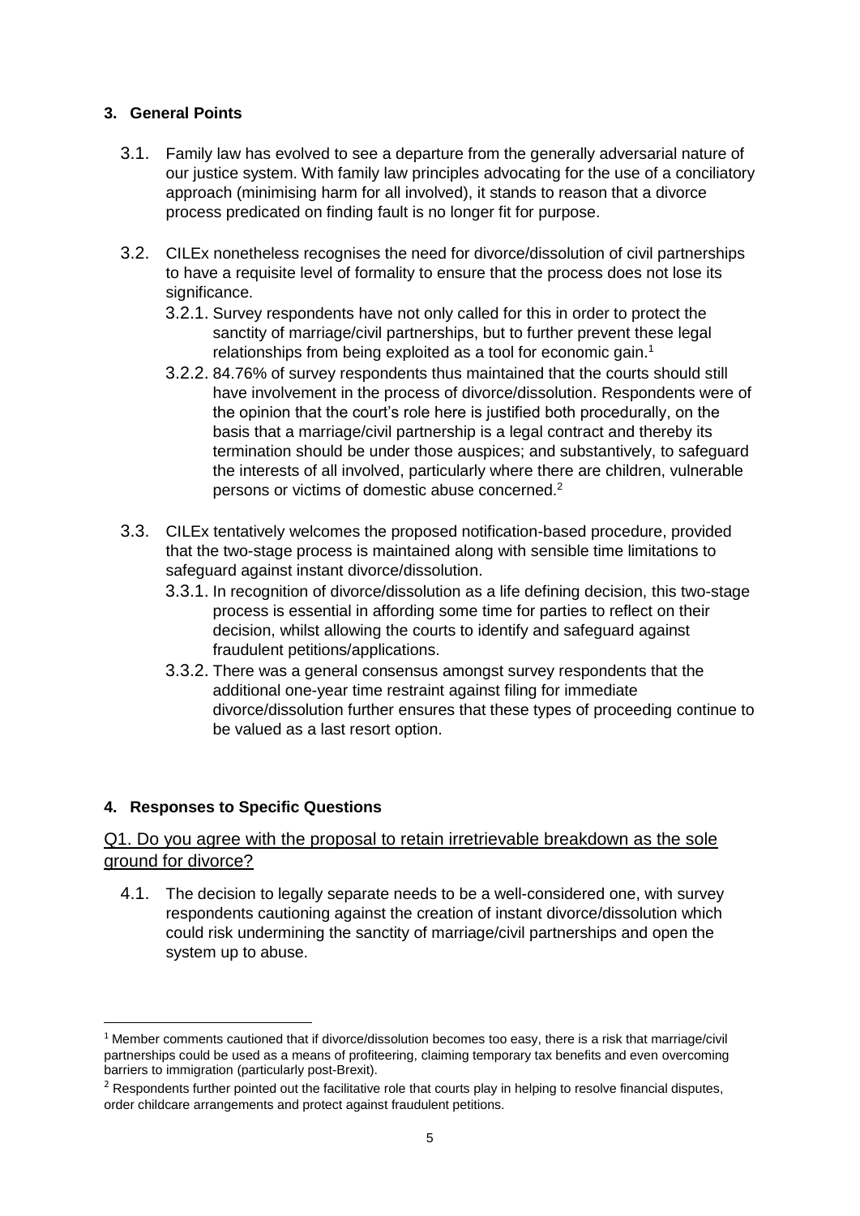## 3. General Points

3.1. Family law has evolved to see a departure from the generally adversarial nature of our justice system. With family law principles advocating for the use of a conciliatory approach (minimising harm for all involved), it stands to reason that a divorce process predicated on finding fault is no longer fit for purpose.

3.2. CILEx nonetheless recognises the need for divorce/dissolution of civil partnerships to have a requisite level of formality to ensure that the process does not lose its significance.

3.2.1. Survey respondents have not only called for this in order to protect the sanctity of marriage/civil partnerships, but to further prevent these legal relationships from being exploited as a tool for economic gain.[1]

3.2.2. 84.76% of survey respondents thus maintained that the courts should still have involvement in the process of divorce/dissolution. Respondents were of the opinion that the court's role here is justified both procedurally, on the basis that a marriage/civil partnership is a legal contract and thereby its termination should be under those auspices; and substantively, to safeguard the interests of all involved, particularly where there are children, vulnerable persons or victims of domestic abuse concerned.[2]

3.3. CILEx tentatively welcomes the proposed notification-based procedure, provided that the two-stage process is maintained along with sensible time limitations to safeguard against instant divorce/dissolution.

3.3.1. In recognition of divorce/dissolution as a life defining decision, this two-stage process is essential in affording some time for parties to reflect on their decision, whilst allowing the courts to identify and safeguard against fraudulent petitions/applications.

3.3.2. There was a general consensus amongst survey respondents that the additional one-year time restraint against filing for immediate divorce/dissolution further ensures that these types of proceeding continue to be valued as a last resort option.

## 4. Responses to Specific Questions

### Q1. Do you agree with the proposal to retain irretrievable breakdown as the sole ground for divorce?

4.1. The decision to legally separate needs to be a well-considered one, with survey respondents cautioning against the creation of instant divorce/dissolution which could risk undermining the sanctity of marriage/civil partnerships and open the system up to abuse.

---

[1] Member comments cautioned that if divorce/dissolution becomes too easy, there is a risk that marriage/civil partnerships could be used as a means of profiteering, claiming temporary tax benefits and even overcoming barriers to immigration (particularly post-Brexit).

[2] Respondents further pointed out the facilitative role that courts play in helping to resolve financial disputes, order childcare arrangements and protect against fraudulent petitions.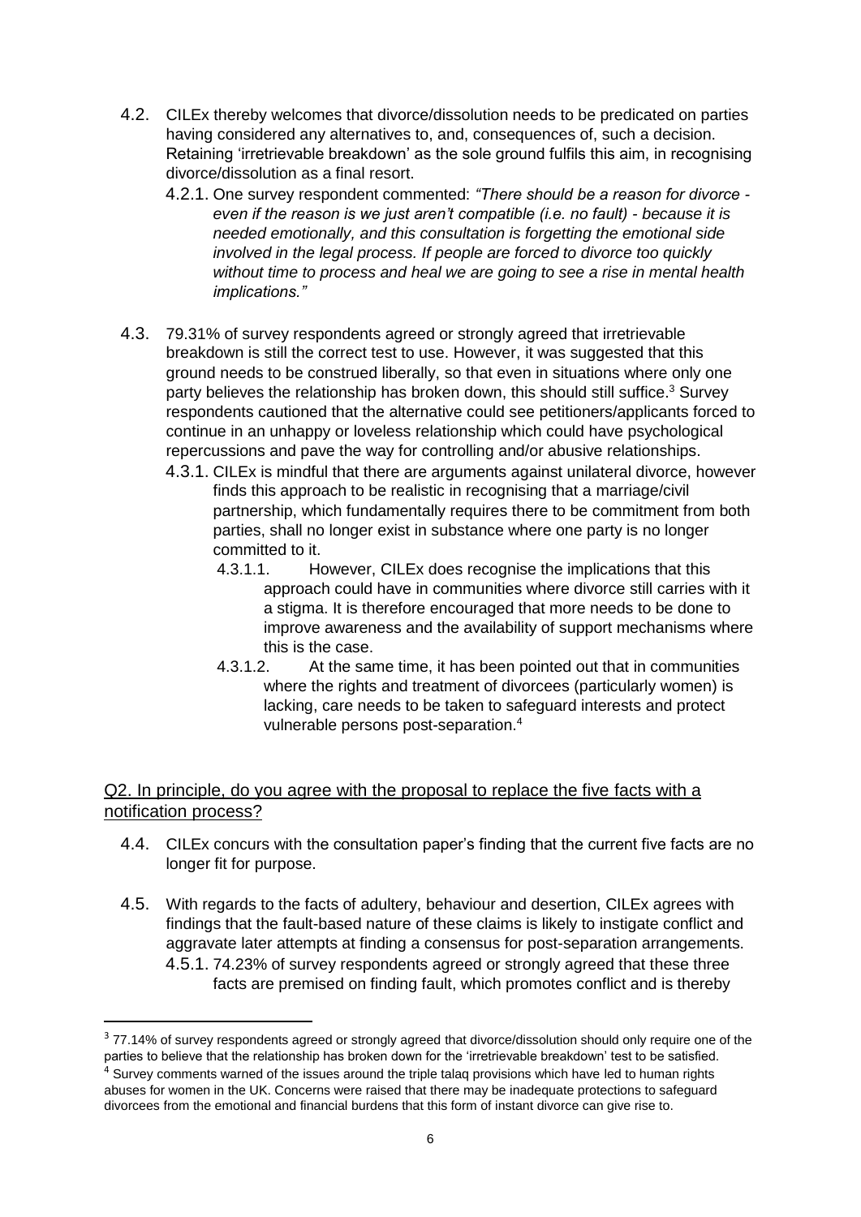4.2. CILEx thereby welcomes that divorce/dissolution needs to be predicated on parties having considered any alternatives to, and, consequences of, such a decision. Retaining 'irretrievable breakdown' as the sole ground fulfils this aim, in recognising divorce/dissolution as a final resort.

4.2.1. One survey respondent commented: *"There should be a reason for divorce - even if the reason is we just aren't compatible (i.e. no fault) - because it is needed emotionally, and this consultation is forgetting the emotional side involved in the legal process. If people are forced to divorce too quickly without time to process and heal we are going to see a rise in mental health implications."*

4.3. 79.31% of survey respondents agreed or strongly agreed that irretrievable breakdown is still the correct test to use. However, it was suggested that this ground needs to be construed liberally, so that even in situations where only one party believes the relationship has broken down, this should still suffice.[3] Survey respondents cautioned that the alternative could see petitioners/applicants forced to continue in an unhappy or loveless relationship which could have psychological repercussions and pave the way for controlling and/or abusive relationships.

4.3.1. CILEx is mindful that there are arguments against unilateral divorce, however finds this approach to be realistic in recognising that a marriage/civil partnership, which fundamentally requires there to be commitment from both parties, shall no longer exist in substance where one party is no longer committed to it.

4.3.1.1. However, CILEx does recognise the implications that this approach could have in communities where divorce still carries with it a stigma. It is therefore encouraged that more needs to be done to improve awareness and the availability of support mechanisms where this is the case.

4.3.1.2. At the same time, it has been pointed out that in communities where the rights and treatment of divorcees (particularly women) is lacking, care needs to be taken to safeguard interests and protect vulnerable persons post-separation.[4]

## Q2. In principle, do you agree with the proposal to replace the five facts with a notification process?

4.4. CILEx concurs with the consultation paper's finding that the current five facts are no longer fit for purpose.

4.5. With regards to the facts of adultery, behaviour and desertion, CILEx agrees with findings that the fault-based nature of these claims is likely to instigate conflict and aggravate later attempts at finding a consensus for post-separation arrangements.

4.5.1. 74.23% of survey respondents agreed or strongly agreed that these three facts are premised on finding fault, which promotes conflict and is thereby

---

[3] 77.14% of survey respondents agreed or strongly agreed that divorce/dissolution should only require one of the parties to believe that the relationship has broken down for the 'irretrievable breakdown' test to be satisfied.

[4] Survey comments warned of the issues around the triple talaq provisions which have led to human rights abuses for women in the UK. Concerns were raised that there may be inadequate protections to safeguard divorcees from the emotional and financial burdens that this form of instant divorce can give rise to.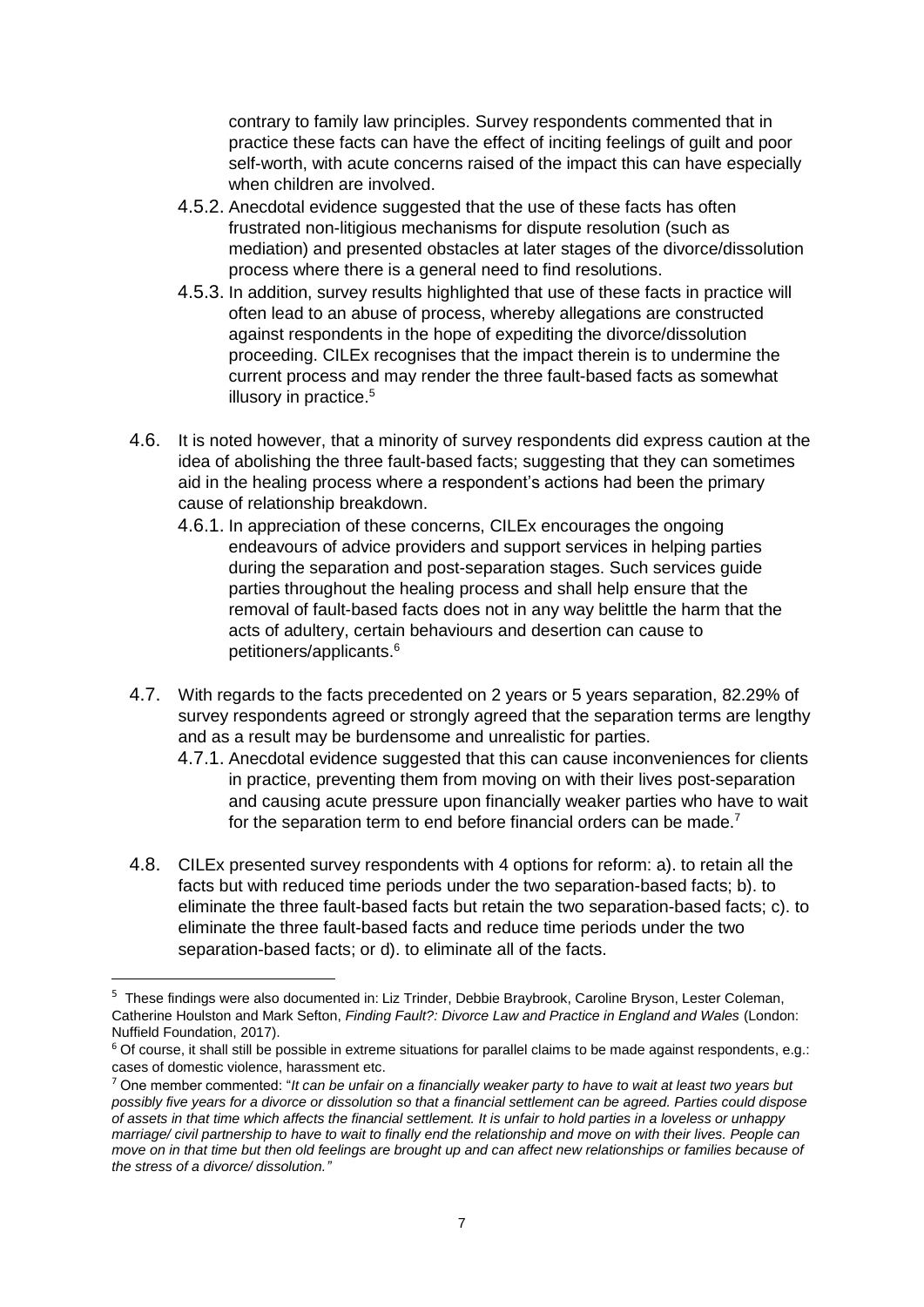contrary to family law principles. Survey respondents commented that in practice these facts can have the effect of inciting feelings of guilt and poor self-worth, with acute concerns raised of the impact this can have especially when children are involved.

4.5.2. Anecdotal evidence suggested that the use of these facts has often frustrated non-litigious mechanisms for dispute resolution (such as mediation) and presented obstacles at later stages of the divorce/dissolution process where there is a general need to find resolutions.

4.5.3. In addition, survey results highlighted that use of these facts in practice will often lead to an abuse of process, whereby allegations are constructed against respondents in the hope of expediting the divorce/dissolution proceeding. CILEx recognises that the impact therein is to undermine the current process and may render the three fault-based facts as somewhat illusory in practice.[5]

4.6. It is noted however, that a minority of survey respondents did express caution at the idea of abolishing the three fault-based facts; suggesting that they can sometimes aid in the healing process where a respondent's actions had been the primary cause of relationship breakdown.

4.6.1. In appreciation of these concerns, CILEx encourages the ongoing endeavours of advice providers and support services in helping parties during the separation and post-separation stages. Such services guide parties throughout the healing process and shall help ensure that the removal of fault-based facts does not in any way belittle the harm that the acts of adultery, certain behaviours and desertion can cause to petitioners/applicants.[6]

4.7. With regards to the facts precedented on 2 years or 5 years separation, 82.29% of survey respondents agreed or strongly agreed that the separation terms are lengthy and as a result may be burdensome and unrealistic for parties.

4.7.1. Anecdotal evidence suggested that this can cause inconveniences for clients in practice, preventing them from moving on with their lives post-separation and causing acute pressure upon financially weaker parties who have to wait for the separation term to end before financial orders can be made.[7]

4.8. CILEx presented survey respondents with 4 options for reform: a). to retain all the facts but with reduced time periods under the two separation-based facts; b). to eliminate the three fault-based facts but retain the two separation-based facts; c). to eliminate the three fault-based facts and reduce time periods under the two separation-based facts; or d). to eliminate all of the facts.

---

[5] These findings were also documented in: Liz Trinder, Debbie Braybrook, Caroline Bryson, Lester Coleman, Catherine Houlston and Mark Sefton, *Finding Fault?: Divorce Law and Practice in England and Wales* (London: Nuffield Foundation, 2017).

[6] Of course, it shall still be possible in extreme situations for parallel claims to be made against respondents, e.g.: cases of domestic violence, harassment etc.

[7] One member commented: "*It can be unfair on a financially weaker party to have to wait at least two years but possibly five years for a divorce or dissolution so that a financial settlement can be agreed. Parties could dispose of assets in that time which affects the financial settlement. It is unfair to hold parties in a loveless or unhappy marriage/ civil partnership to have to wait to finally end the relationship and move on with their lives. People can move on in that time but then old feelings are brought up and can affect new relationships or families because of the stress of a divorce/ dissolution.*"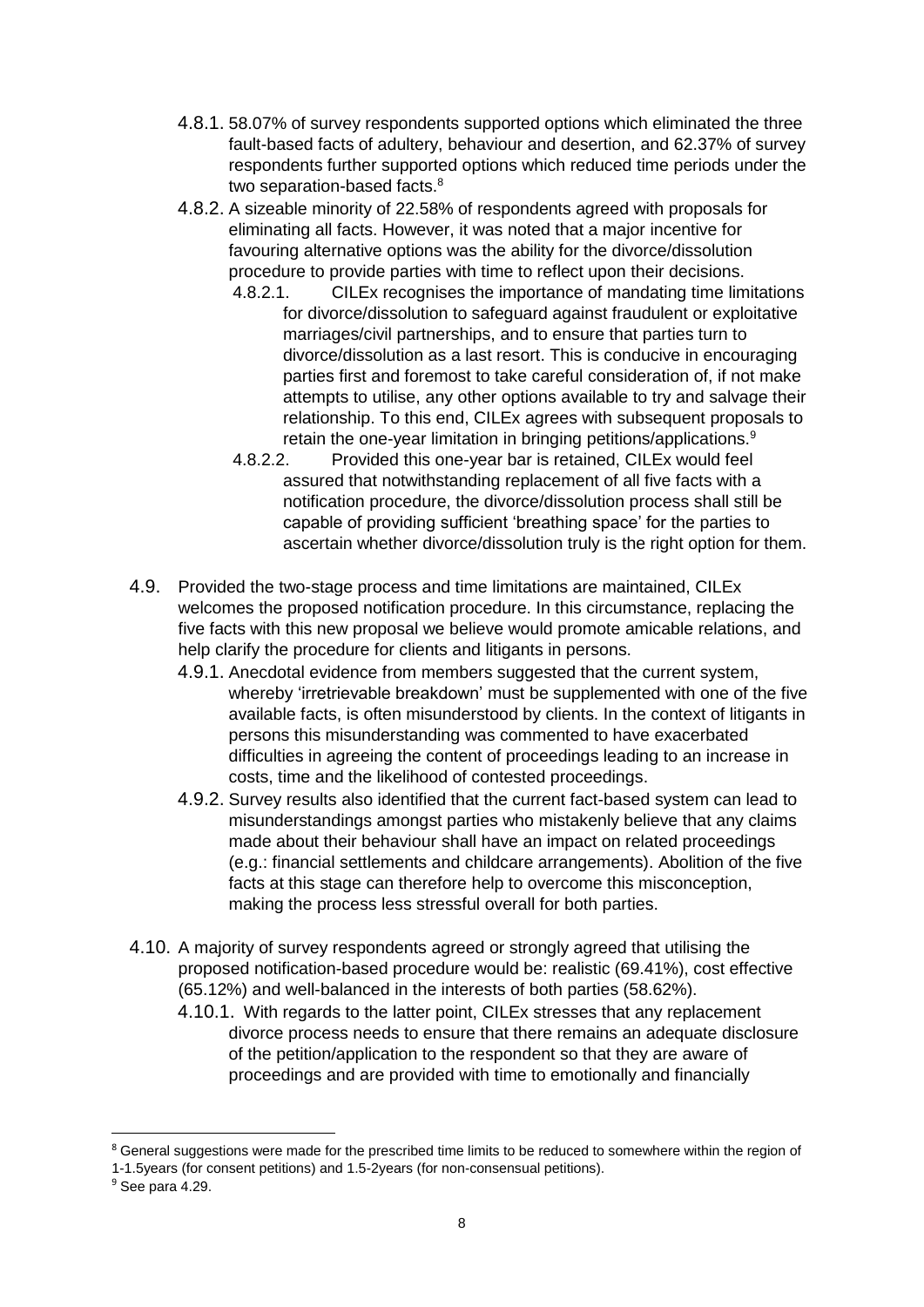4.8.1. 58.07% of survey respondents supported options which eliminated the three fault-based facts of adultery, behaviour and desertion, and 62.37% of survey respondents further supported options which reduced time periods under the two separation-based facts.[8]

4.8.2. A sizeable minority of 22.58% of respondents agreed with proposals for eliminating all facts. However, it was noted that a major incentive for favouring alternative options was the ability for the divorce/dissolution procedure to provide parties with time to reflect upon their decisions.

4.8.2.1. CILEx recognises the importance of mandating time limitations for divorce/dissolution to safeguard against fraudulent or exploitative marriages/civil partnerships, and to ensure that parties turn to divorce/dissolution as a last resort. This is conducive in encouraging parties first and foremost to take careful consideration of, if not make attempts to utilise, any other options available to try and salvage their relationship. To this end, CILEx agrees with subsequent proposals to retain the one-year limitation in bringing petitions/applications.[9]

4.8.2.2. Provided this one-year bar is retained, CILEx would feel assured that notwithstanding replacement of all five facts with a notification procedure, the divorce/dissolution process shall still be capable of providing sufficient 'breathing space' for the parties to ascertain whether divorce/dissolution truly is the right option for them.

4.9. Provided the two-stage process and time limitations are maintained, CILEx welcomes the proposed notification procedure. In this circumstance, replacing the five facts with this new proposal we believe would promote amicable relations, and help clarify the procedure for clients and litigants in persons.

4.9.1. Anecdotal evidence from members suggested that the current system, whereby 'irretrievable breakdown' must be supplemented with one of the five available facts, is often misunderstood by clients. In the context of litigants in persons this misunderstanding was commented to have exacerbated difficulties in agreeing the content of proceedings leading to an increase in costs, time and the likelihood of contested proceedings.

4.9.2. Survey results also identified that the current fact-based system can lead to misunderstandings amongst parties who mistakenly believe that any claims made about their behaviour shall have an impact on related proceedings (e.g.: financial settlements and childcare arrangements). Abolition of the five facts at this stage can therefore help to overcome this misconception, making the process less stressful overall for both parties.

4.10. A majority of survey respondents agreed or strongly agreed that utilising the proposed notification-based procedure would be: realistic (69.41%), cost effective (65.12%) and well-balanced in the interests of both parties (58.62%).

4.10.1. With regards to the latter point, CILEx stresses that any replacement divorce process needs to ensure that there remains an adequate disclosure of the petition/application to the respondent so that they are aware of proceedings and are provided with time to emotionally and financially

[8] General suggestions were made for the prescribed time limits to be reduced to somewhere within the region of 1-1.5years (for consent petitions) and 1.5-2years (for non-consensual petitions).

[9] See para 4.29.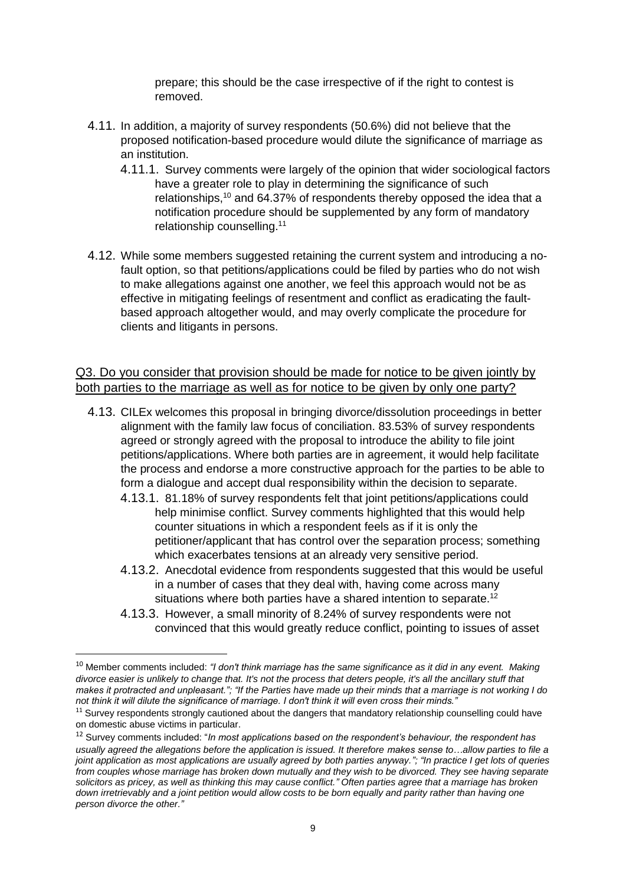prepare; this should be the case irrespective of if the right to contest is removed.

4.11. In addition, a majority of survey respondents (50.6%) did not believe that the proposed notification-based procedure would dilute the significance of marriage as an institution.

4.11.1. Survey comments were largely of the opinion that wider sociological factors have a greater role to play in determining the significance of such relationships,[10] and 64.37% of respondents thereby opposed the idea that a notification procedure should be supplemented by any form of mandatory relationship counselling.[11]

4.12. While some members suggested retaining the current system and introducing a no-fault option, so that petitions/applications could be filed by parties who do not wish to make allegations against one another, we feel this approach would not be as effective in mitigating feelings of resentment and conflict as eradicating the fault-based approach altogether would, and may overly complicate the procedure for clients and litigants in persons.

Q3. Do you consider that provision should be made for notice to be given jointly by both parties to the marriage as well as for notice to be given by only one party?

4.13. CILEx welcomes this proposal in bringing divorce/dissolution proceedings in better alignment with the family law focus of conciliation. 83.53% of survey respondents agreed or strongly agreed with the proposal to introduce the ability to file joint petitions/applications. Where both parties are in agreement, it would help facilitate the process and endorse a more constructive approach for the parties to be able to form a dialogue and accept dual responsibility within the decision to separate.

4.13.1. 81.18% of survey respondents felt that joint petitions/applications could help minimise conflict. Survey comments highlighted that this would help counter situations in which a respondent feels as if it is only the petitioner/applicant that has control over the separation process; something which exacerbates tensions at an already very sensitive period.

4.13.2. Anecdotal evidence from respondents suggested that this would be useful in a number of cases that they deal with, having come across many situations where both parties have a shared intention to separate.[12]

4.13.3. However, a small minority of 8.24% of survey respondents were not convinced that this would greatly reduce conflict, pointing to issues of asset

---

[10] Member comments included: *"I don't think marriage has the same significance as it did in any event. Making divorce easier is unlikely to change that. It's not the process that deters people, it's all the ancillary stuff that makes it protracted and unpleasant."; "If the Parties have made up their minds that a marriage is not working I do not think it will dilute the significance of marriage. I don't think it will even cross their minds."*

[11] Survey respondents strongly cautioned about the dangers that mandatory relationship counselling could have on domestic abuse victims in particular.

[12] Survey comments included: "*In most applications based on the respondent's behaviour, the respondent has usually agreed the allegations before the application is issued. It therefore makes sense to…allow parties to file a joint application as most applications are usually agreed by both parties anyway."; "In practice I get lots of queries from couples whose marriage has broken down mutually and they wish to be divorced. They see having separate solicitors as pricey, as well as thinking this may cause conflict." Often parties agree that a marriage has broken down irretrievably and a joint petition would allow costs to be born equally and parity rather than having one person divorce the other."*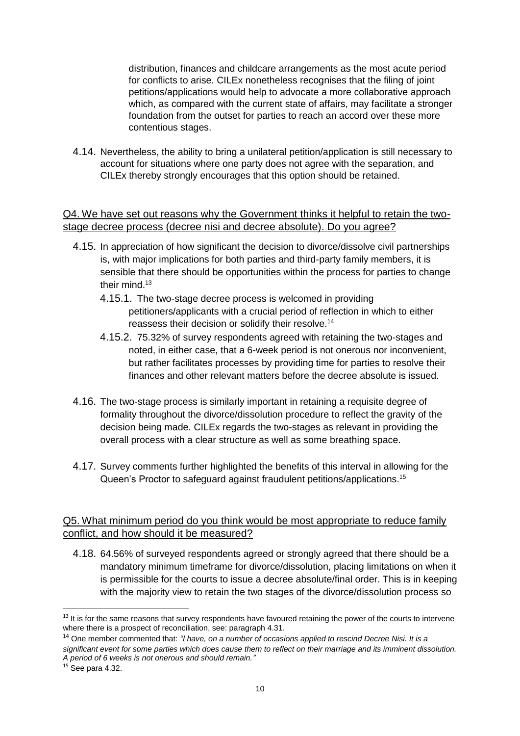distribution, finances and childcare arrangements as the most acute period for conflicts to arise. CILEx nonetheless recognises that the filing of joint petitions/applications would help to advocate a more collaborative approach which, as compared with the current state of affairs, may facilitate a stronger foundation from the outset for parties to reach an accord over these more contentious stages.

4.14. Nevertheless, the ability to bring a unilateral petition/application is still necessary to account for situations where one party does not agree with the separation, and CILEx thereby strongly encourages that this option should be retained.

<u>Q4. We have set out reasons why the Government thinks it helpful to retain the two-stage decree process (decree nisi and decree absolute). Do you agree?</u>

4.15. In appreciation of how significant the decision to divorce/dissolve civil partnerships is, with major implications for both parties and third-party family members, it is sensible that there should be opportunities within the process for parties to change their mind.[13]

4.15.1. The two-stage decree process is welcomed in providing petitioners/applicants with a crucial period of reflection in which to either reassess their decision or solidify their resolve.[14]

4.15.2. 75.32% of survey respondents agreed with retaining the two-stages and noted, in either case, that a 6-week period is not onerous nor inconvenient, but rather facilitates processes by providing time for parties to resolve their finances and other relevant matters before the decree absolute is issued.

4.16. The two-stage process is similarly important in retaining a requisite degree of formality throughout the divorce/dissolution procedure to reflect the gravity of the decision being made. CILEx regards the two-stages as relevant in providing the overall process with a clear structure as well as some breathing space.

4.17. Survey comments further highlighted the benefits of this interval in allowing for the Queen's Proctor to safeguard against fraudulent petitions/applications.[15]

<u>Q5. What minimum period do you think would be most appropriate to reduce family conflict, and how should it be measured?</u>

4.18. 64.56% of surveyed respondents agreed or strongly agreed that there should be a mandatory minimum timeframe for divorce/dissolution, placing limitations on when it is permissible for the courts to issue a decree absolute/final order. This is in keeping with the majority view to retain the two stages of the divorce/dissolution process so

---

[13] It is for the same reasons that survey respondents have favoured retaining the power of the courts to intervene where there is a prospect of reconciliation, see: paragraph 4.31.

[14] One member commented that: *"I have, on a number of occasions applied to rescind Decree Nisi. It is a significant event for some parties which does cause them to reflect on their marriage and its imminent dissolution. A period of 6 weeks is not onerous and should remain."*

[15] See para 4.32.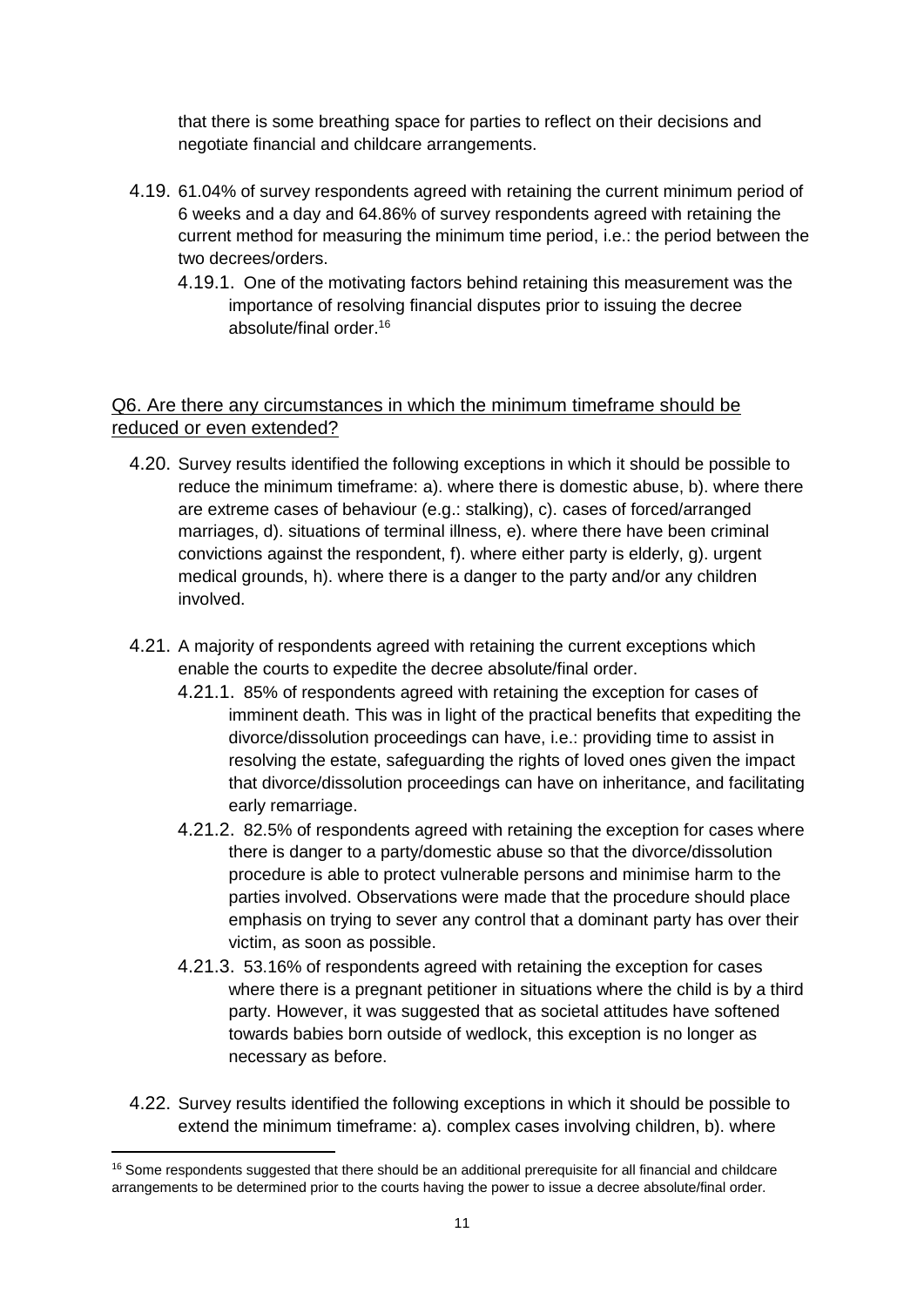that there is some breathing space for parties to reflect on their decisions and negotiate financial and childcare arrangements.

4.19. 61.04% of survey respondents agreed with retaining the current minimum period of 6 weeks and a day and 64.86% of survey respondents agreed with retaining the current method for measuring the minimum time period, i.e.: the period between the two decrees/orders.

4.19.1. One of the motivating factors behind retaining this measurement was the importance of resolving financial disputes prior to issuing the decree absolute/final order.[16]

<u>Q6. Are there any circumstances in which the minimum timeframe should be reduced or even extended?</u>

4.20. Survey results identified the following exceptions in which it should be possible to reduce the minimum timeframe: a). where there is domestic abuse, b). where there are extreme cases of behaviour (e.g.: stalking), c). cases of forced/arranged marriages, d). situations of terminal illness, e). where there have been criminal convictions against the respondent, f). where either party is elderly, g). urgent medical grounds, h). where there is a danger to the party and/or any children involved.

4.21. A majority of respondents agreed with retaining the current exceptions which enable the courts to expedite the decree absolute/final order.

4.21.1. 85% of respondents agreed with retaining the exception for cases of imminent death. This was in light of the practical benefits that expediting the divorce/dissolution proceedings can have, i.e.: providing time to assist in resolving the estate, safeguarding the rights of loved ones given the impact that divorce/dissolution proceedings can have on inheritance, and facilitating early remarriage.

4.21.2. 82.5% of respondents agreed with retaining the exception for cases where there is danger to a party/domestic abuse so that the divorce/dissolution procedure is able to protect vulnerable persons and minimise harm to the parties involved. Observations were made that the procedure should place emphasis on trying to sever any control that a dominant party has over their victim, as soon as possible.

4.21.3. 53.16% of respondents agreed with retaining the exception for cases where there is a pregnant petitioner in situations where the child is by a third party. However, it was suggested that as societal attitudes have softened towards babies born outside of wedlock, this exception is no longer as necessary as before.

4.22. Survey results identified the following exceptions in which it should be possible to extend the minimum timeframe: a). complex cases involving children, b). where

[16] Some respondents suggested that there should be an additional prerequisite for all financial and childcare arrangements to be determined prior to the courts having the power to issue a decree absolute/final order.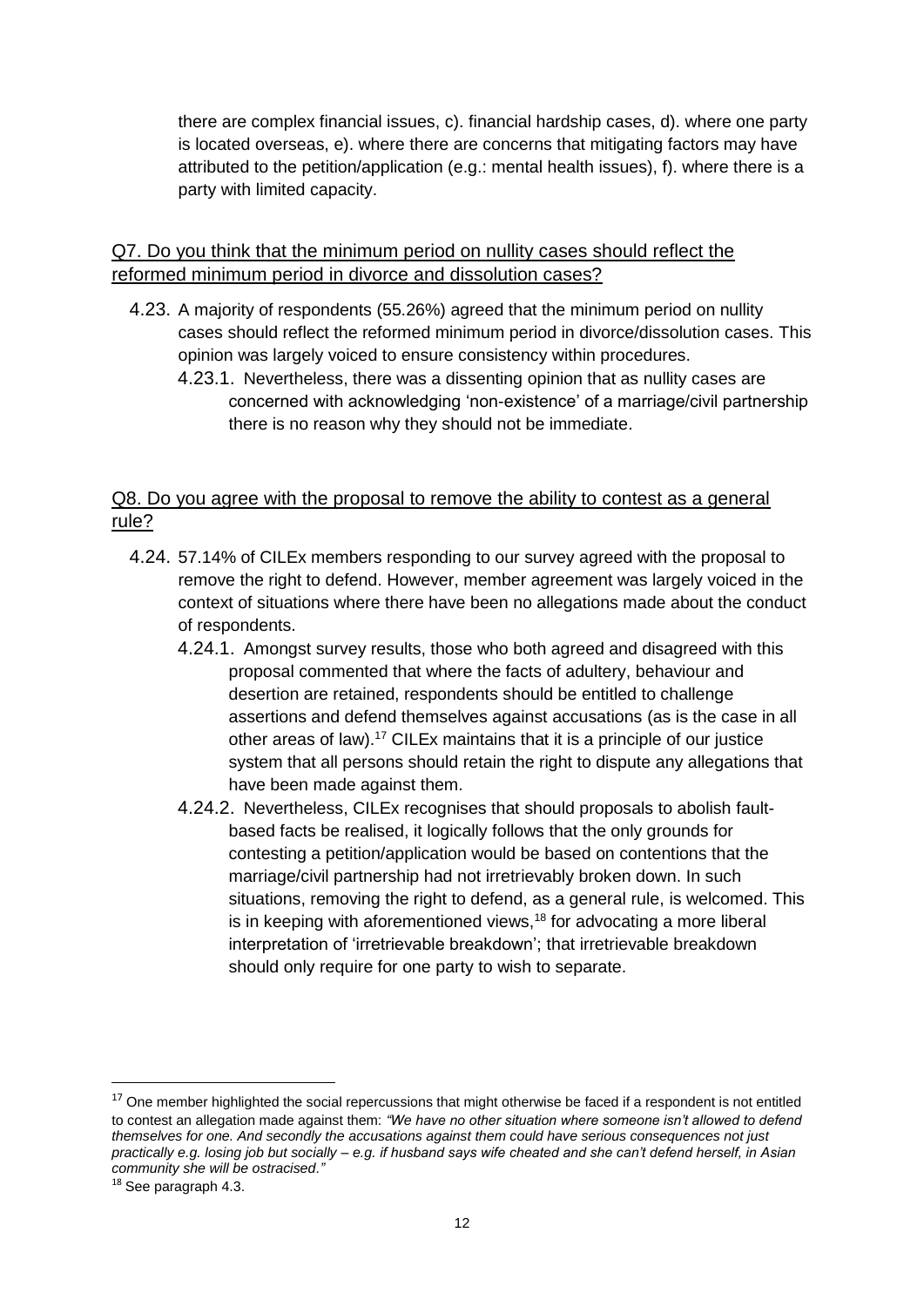there are complex financial issues, c). financial hardship cases, d). where one party is located overseas, e). where there are concerns that mitigating factors may have attributed to the petition/application (e.g.: mental health issues), f). where there is a party with limited capacity.

## Q7. Do you think that the minimum period on nullity cases should reflect the reformed minimum period in divorce and dissolution cases?

4.23. A majority of respondents (55.26%) agreed that the minimum period on nullity cases should reflect the reformed minimum period in divorce/dissolution cases. This opinion was largely voiced to ensure consistency within procedures.

4.23.1. Nevertheless, there was a dissenting opinion that as nullity cases are concerned with acknowledging 'non-existence' of a marriage/civil partnership there is no reason why they should not be immediate.

## Q8. Do you agree with the proposal to remove the ability to contest as a general rule?

4.24. 57.14% of CILEx members responding to our survey agreed with the proposal to remove the right to defend. However, member agreement was largely voiced in the context of situations where there have been no allegations made about the conduct of respondents.

4.24.1. Amongst survey results, those who both agreed and disagreed with this proposal commented that where the facts of adultery, behaviour and desertion are retained, respondents should be entitled to challenge assertions and defend themselves against accusations (as is the case in all other areas of law).[17] CILEx maintains that it is a principle of our justice system that all persons should retain the right to dispute any allegations that have been made against them.

4.24.2. Nevertheless, CILEx recognises that should proposals to abolish fault-based facts be realised, it logically follows that the only grounds for contesting a petition/application would be based on contentions that the marriage/civil partnership had not irretrievably broken down. In such situations, removing the right to defend, as a general rule, is welcomed. This is in keeping with aforementioned views,[18] for advocating a more liberal interpretation of 'irretrievable breakdown'; that irretrievable breakdown should only require for one party to wish to separate.

---

[17] One member highlighted the social repercussions that might otherwise be faced if a respondent is not entitled to contest an allegation made against them: *"We have no other situation where someone isn't allowed to defend themselves for one. And secondly the accusations against them could have serious consequences not just practically e.g. losing job but socially – e.g. if husband says wife cheated and she can't defend herself, in Asian community she will be ostracised."*

[18] See paragraph 4.3.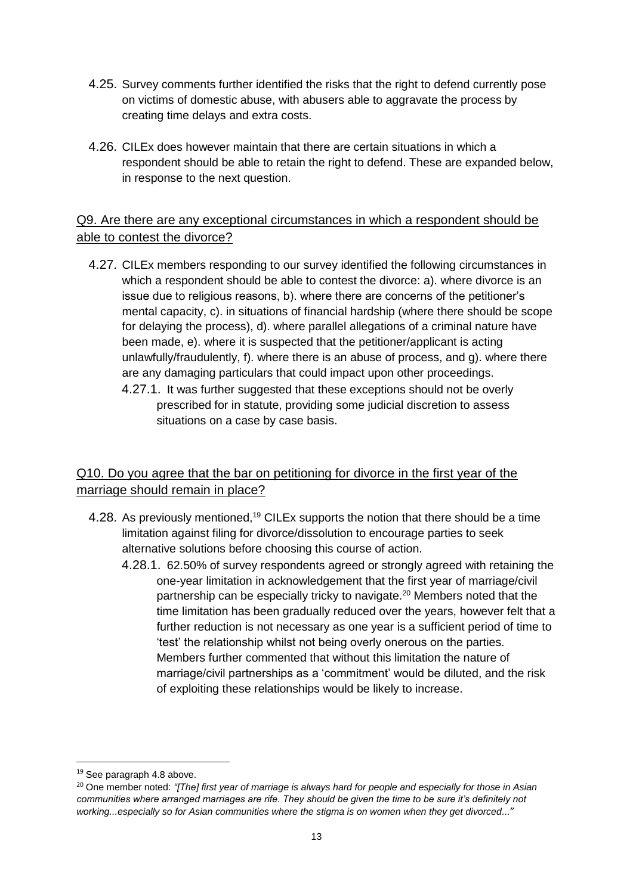4.25. Survey comments further identified the risks that the right to defend currently pose on victims of domestic abuse, with abusers able to aggravate the process by creating time delays and extra costs.

4.26. CILEx does however maintain that there are certain situations in which a respondent should be able to retain the right to defend. These are expanded below, in response to the next question.

## Q9. Are there are any exceptional circumstances in which a respondent should be able to contest the divorce?

4.27. CILEx members responding to our survey identified the following circumstances in which a respondent should be able to contest the divorce: a). where divorce is an issue due to religious reasons, b). where there are concerns of the petitioner's mental capacity, c). in situations of financial hardship (where there should be scope for delaying the process), d). where parallel allegations of a criminal nature have been made, e). where it is suspected that the petitioner/applicant is acting unlawfully/fraudulently, f). where there is an abuse of process, and g). where there are any damaging particulars that could impact upon other proceedings.

4.27.1. It was further suggested that these exceptions should not be overly prescribed for in statute, providing some judicial discretion to assess situations on a case by case basis.

## Q10. Do you agree that the bar on petitioning for divorce in the first year of the marriage should remain in place?

4.28. As previously mentioned,[19] CILEx supports the notion that there should be a time limitation against filing for divorce/dissolution to encourage parties to seek alternative solutions before choosing this course of action.

4.28.1. 62.50% of survey respondents agreed or strongly agreed with retaining the one-year limitation in acknowledgement that the first year of marriage/civil partnership can be especially tricky to navigate.[20] Members noted that the time limitation has been gradually reduced over the years, however felt that a further reduction is not necessary as one year is a sufficient period of time to 'test' the relationship whilst not being overly onerous on the parties. Members further commented that without this limitation the nature of marriage/civil partnerships as a 'commitment' would be diluted, and the risk of exploiting these relationships would be likely to increase.

---

[19] See paragraph 4.8 above.

[20] One member noted: *"[The] first year of marriage is always hard for people and especially for those in Asian communities where arranged marriages are rife. They should be given the time to be sure it's definitely not working...especially so for Asian communities where the stigma is on women when they get divorced..."*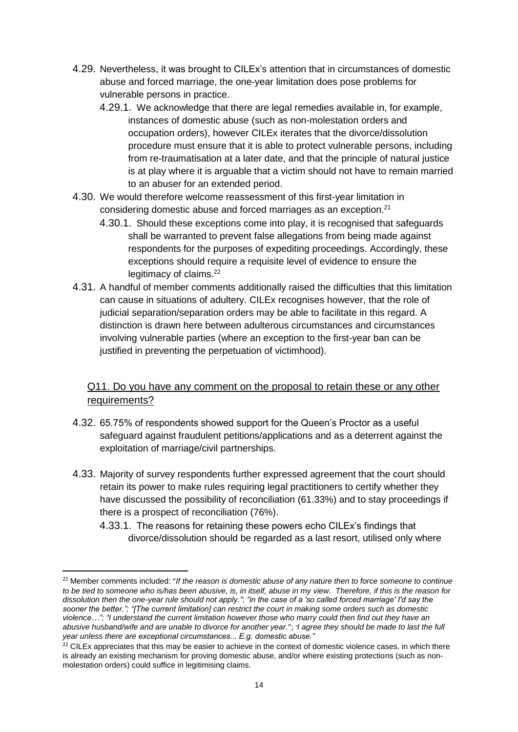4.29. Nevertheless, it was brought to CILEx's attention that in circumstances of domestic abuse and forced marriage, the one-year limitation does pose problems for vulnerable persons in practice.

4.29.1. We acknowledge that there are legal remedies available in, for example, instances of domestic abuse (such as non-molestation orders and occupation orders), however CILEx iterates that the divorce/dissolution procedure must ensure that it is able to protect vulnerable persons, including from re-traumatisation at a later date, and that the principle of natural justice is at play where it is arguable that a victim should not have to remain married to an abuser for an extended period.

4.30. We would therefore welcome reassessment of this first-year limitation in considering domestic abuse and forced marriages as an exception.[21]

4.30.1. Should these exceptions come into play, it is recognised that safeguards shall be warranted to prevent false allegations from being made against respondents for the purposes of expediting proceedings. Accordingly, these exceptions should require a requisite level of evidence to ensure the legitimacy of claims.[22]

4.31. A handful of member comments additionally raised the difficulties that this limitation can cause in situations of adultery. CILEx recognises however, that the role of judicial separation/separation orders may be able to facilitate in this regard. A distinction is drawn here between adulterous circumstances and circumstances involving vulnerable parties (where an exception to the first-year ban can be justified in preventing the perpetuation of victimhood).

## Q11. Do you have any comment on the proposal to retain these or any other requirements?

4.32. 65.75% of respondents showed support for the Queen's Proctor as a useful safeguard against fraudulent petitions/applications and as a deterrent against the exploitation of marriage/civil partnerships.

4.33. Majority of survey respondents further expressed agreement that the court should retain its power to make rules requiring legal practitioners to certify whether they have discussed the possibility of reconciliation (61.33%) and to stay proceedings if there is a prospect of reconciliation (76%).

4.33.1. The reasons for retaining these powers echo CILEx's findings that divorce/dissolution should be regarded as a last resort, utilised only where

---

[21] Member comments included: *"If the reason is domestic abuse of any nature then to force someone to continue to be tied to someone who is/has been abusive, is, in itself, abuse in my view. Therefore, if this is the reason for dissolution then the one-year rule should not apply."*; *"in the case of a 'so called forced marriage' I'd say the sooner the better."*; *"[The current limitation] can restrict the court in making some orders such as domestic violence…"*; *"I understand the current limitation however those who marry could then find out they have an abusive husband/wife and are unable to divorce for another year."*; *"I agree they should be made to last the full year unless there are exceptional circumstances... E.g. domestic abuse."*

[22] CILEx appreciates that this may be easier to achieve in the context of domestic violence cases, in which there is already an existing mechanism for proving domestic abuse, and/or where existing protections (such as non-molestation orders) could suffice in legitimising claims.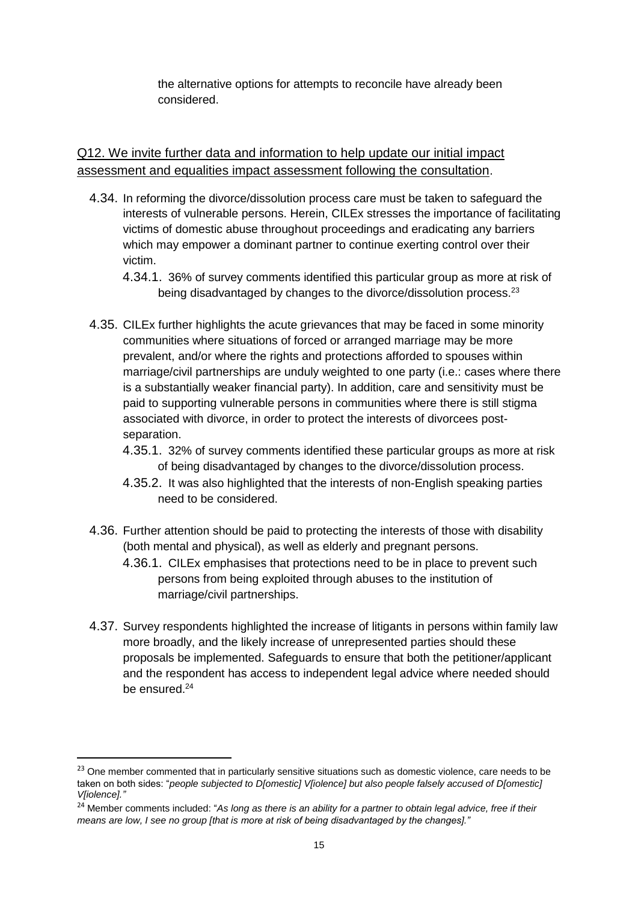the alternative options for attempts to reconcile have already been considered.

<u>Q12. We invite further data and information to help update our initial impact assessment and equalities impact assessment following the consultation</u>.

4.34. In reforming the divorce/dissolution process care must be taken to safeguard the interests of vulnerable persons. Herein, CILEx stresses the importance of facilitating victims of domestic abuse throughout proceedings and eradicating any barriers which may empower a dominant partner to continue exerting control over their victim.

4.34.1. 36% of survey comments identified this particular group as more at risk of being disadvantaged by changes to the divorce/dissolution process.[23]

4.35. CILEx further highlights the acute grievances that may be faced in some minority communities where situations of forced or arranged marriage may be more prevalent, and/or where the rights and protections afforded to spouses within marriage/civil partnerships are unduly weighted to one party (i.e.: cases where there is a substantially weaker financial party). In addition, care and sensitivity must be paid to supporting vulnerable persons in communities where there is still stigma associated with divorce, in order to protect the interests of divorcees post-separation.

4.35.1. 32% of survey comments identified these particular groups as more at risk of being disadvantaged by changes to the divorce/dissolution process.

4.35.2. It was also highlighted that the interests of non-English speaking parties need to be considered.

4.36. Further attention should be paid to protecting the interests of those with disability (both mental and physical), as well as elderly and pregnant persons.

4.36.1. CILEx emphasises that protections need to be in place to prevent such persons from being exploited through abuses to the institution of marriage/civil partnerships.

4.37. Survey respondents highlighted the increase of litigants in persons within family law more broadly, and the likely increase of unrepresented parties should these proposals be implemented. Safeguards to ensure that both the petitioner/applicant and the respondent has access to independent legal advice where needed should be ensured.[24]

---

[23] One member commented that in particularly sensitive situations such as domestic violence, care needs to be taken on both sides: "*people subjected to D[omestic] V[iolence] but also people falsely accused of D[omestic] V[iolence].*"

[24] Member comments included: "*As long as there is an ability for a partner to obtain legal advice, free if their means are low, I see no group [that is more at risk of being disadvantaged by the changes].*"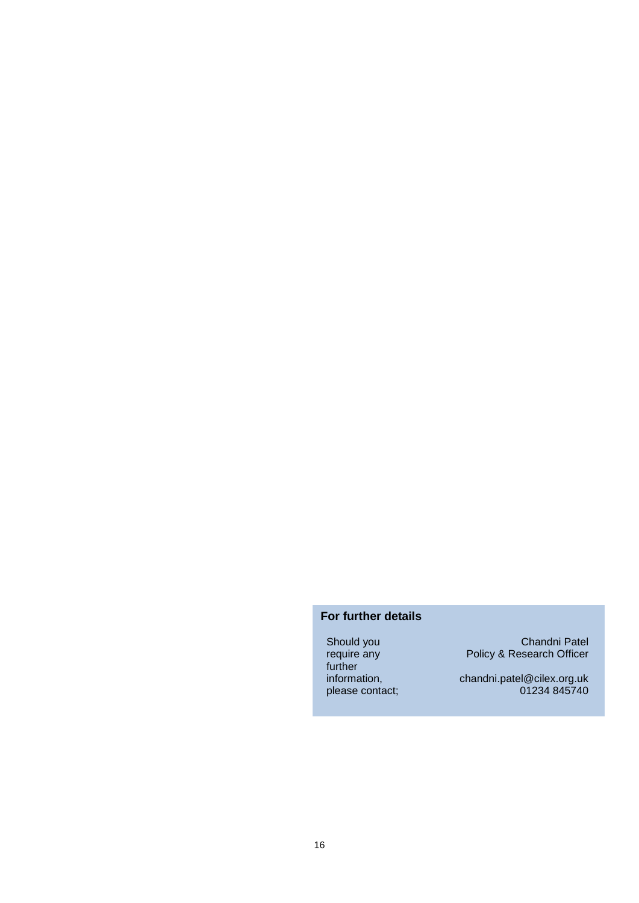**For further details**

Should you require any further information, please contact;

Chandni Patel
Policy & Research Officer

chandni.patel@cilex.org.uk
01234 845740